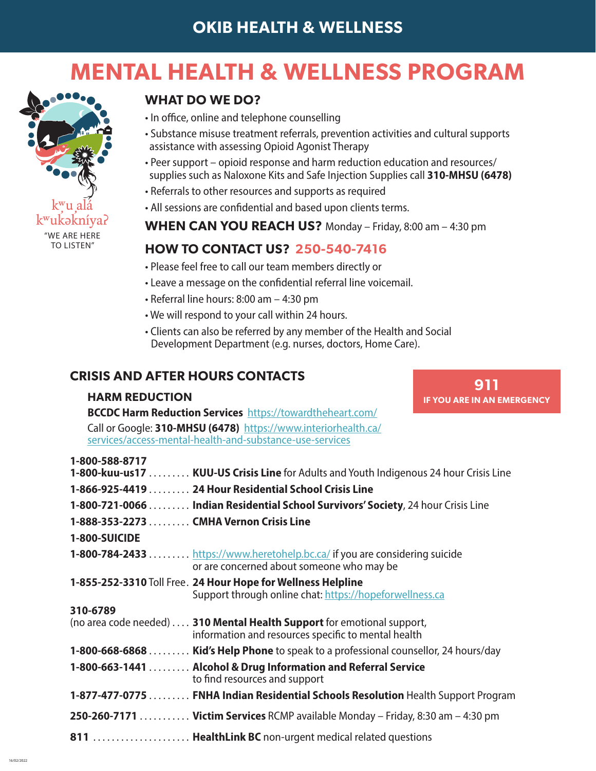# OKIB HEALTH & WELLNESS

# MENTAL HEALTH & WELLNESS PROGRAM

kʷu alá kʷukəkníyaʔ
"WE ARE HERE TO LISTEN"

## WHAT DO WE DO?

- In office, online and telephone counselling
- Substance misuse treatment referrals, prevention activities and cultural supports assistance with assessing Opioid Agonist Therapy
- Peer support – opioid response and harm reduction education and resources/ supplies such as Naloxone Kits and Safe Injection Supplies call **310-MHSU (6478)**
- Referrals to other resources and supports as required
- All sessions are confidential and based upon clients terms.

## WHEN CAN YOU REACH US? Monday – Friday, 8:00 am – 4:30 pm

## HOW TO CONTACT US? 250-540-7416

- Please feel free to call our team members directly or
- Leave a message on the confidential referral line voicemail.
- Referral line hours: 8:00 am – 4:30 pm
- We will respond to your call within 24 hours.
- Clients can also be referred by any member of the Health and Social Development Department (e.g. nurses, doctors, Home Care).

## CRISIS AND AFTER HOURS CONTACTS

**911**
**IF YOU ARE IN AN EMERGENCY**

### HARM REDUCTION

**BCCDC Harm Reduction Services** https://towardtheheart.com/

Call or Google: **310-MHSU (6478)** https://www.interiorhealth.ca/services/access-mental-health-and-substance-use-services

**1-800-588-8717**
**1-800-kuu-us17** ......... **KUU-US Crisis Line** for Adults and Youth Indigenous 24 hour Crisis Line

**1-866-925-4419** ......... **24 Hour Residential School Crisis Line**

**1-800-721-0066** ......... **Indian Residential School Survivors' Society**, 24 hour Crisis Line

**1-888-353-2273** ......... **CMHA Vernon Crisis Line**

**1-800-SUICIDE**
**1-800-784-2433** ......... https://www.heretohelp.bc.ca/ if you are considering suicide or are concerned about someone who may be

**1-855-252-3310** Toll Free. **24 Hour Hope for Wellness Helpline**
Support through online chat: https://hopeforwellness.ca

**310-6789**
(no area code needed) .... **310 Mental Health Support** for emotional support, information and resources specific to mental health

**1-800-668-6868** ......... **Kid's Help Phone** to speak to a professional counsellor, 24 hours/day

**1-800-663-1441** ......... **Alcohol & Drug Information and Referral Service** to find resources and support

**1-877-477-0775** ......... **FNHA Indian Residential Schools Resolution** Health Support Program

**250-260-7171** ........... **Victim Services** RCMP available Monday – Friday, 8:30 am – 4:30 pm

**811** ..................... **HealthLink BC** non-urgent medical related questions

16/02/2022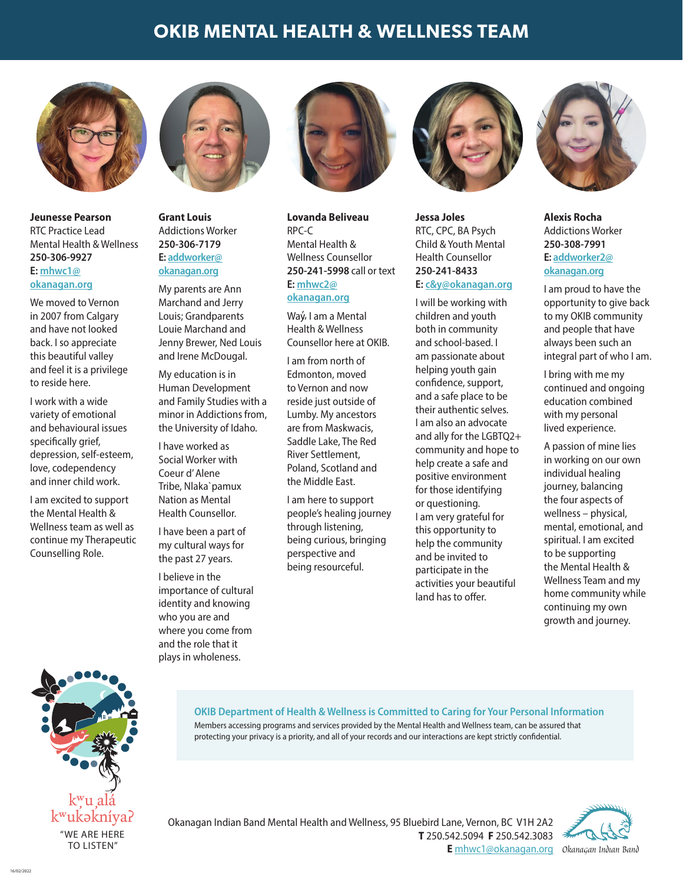# OKIB MENTAL HEALTH & WELLNESS TEAM

**Jeunesse Pearson**
RTC Practice Lead
Mental Health & Wellness
**250-306-9927**
**E:** mhwc1@okanagan.org

We moved to Vernon in 2007 from Calgary and have not looked back. I so appreciate this beautiful valley and feel it is a privilege to reside here.

I work with a wide variety of emotional and behavioural issues specifically grief, depression, self-esteem, love, codependency and inner child work.

I am excited to support the Mental Health & Wellness team as well as continue my Therapeutic Counselling Role.

**Grant Louis**
Addictions Worker
**250-306-7179**
**E:** addworker@okanagan.org

My parents are Ann Marchand and Jerry Louis; Grandparents Louie Marchand and Jenny Brewer, Ned Louis and Irene McDougal.

My education is in Human Development and Family Studies with a minor in Addictions from, the University of Idaho.

I have worked as Social Worker with Coeur d' Alene Tribe, Nlaka`pamux Nation as Mental Health Counsellor.

I have been a part of my cultural ways for the past 27 years.

I believe in the importance of cultural identity and knowing who you are and where you come from and the role that it plays in wholeness.

**Lovanda Beliveau**
RPC-C
Mental Health & Wellness Counsellor
**250-241-5998** call or text
**E:** mhwc2@okanagan.org

Way̓, I am a Mental Health & Wellness Counsellor here at OKIB.

I am from north of Edmonton, moved to Vernon and now reside just outside of Lumby. My ancestors are from Maskwacis, Saddle Lake, The Red River Settlement, Poland, Scotland and the Middle East.

I am here to support people's healing journey through listening, being curious, bringing perspective and being resourceful.

**Jessa Joles**
RTC, CPC, BA Psych
Child & Youth Mental Health Counsellor
**250-241-8433**
**E:** c&y@okanagan.org

I will be working with children and youth both in community and school-based. I am passionate about helping youth gain confidence, support, and a safe place to be their authentic selves. I am also an advocate and ally for the LGBTQ2+ community and hope to help create a safe and positive environment for those identifying or questioning. I am very grateful for this opportunity to help the community and be invited to participate in the activities your beautiful land has to offer.

**Alexis Rocha**
Addictions Worker
**250-308-7991**
**E:** addworker2@okanagan.org

I am proud to have the opportunity to give back to my OKIB community and people that have always been such an integral part of who I am.

I bring with me my continued and ongoing education combined with my personal lived experience.

A passion of mine lies in working on our own individual healing journey, balancing the four aspects of wellness – physical, mental, emotional, and spiritual. I am excited to be supporting the Mental Health & Wellness Team and my home community while continuing my own growth and journey.

kʷu ala̓ kʷukəkníyaʔ
"WE ARE HERE TO LISTEN"

**OKIB Department of Health & Wellness is Committed to Caring for Your Personal Information**
Members accessing programs and services provided by the Mental Health and Wellness team, can be assured that protecting your privacy is a priority, and all of your records and our interactions are kept strictly confidential.

Okanagan Indian Band Mental Health and Wellness, 95 Bluebird Lane, Vernon, BC V1H 2A2
**T** 250.542.5094 **F** 250.542.3083
**E** mhwc1@okanagan.org

Okanagan Indian Band

16/02/2022